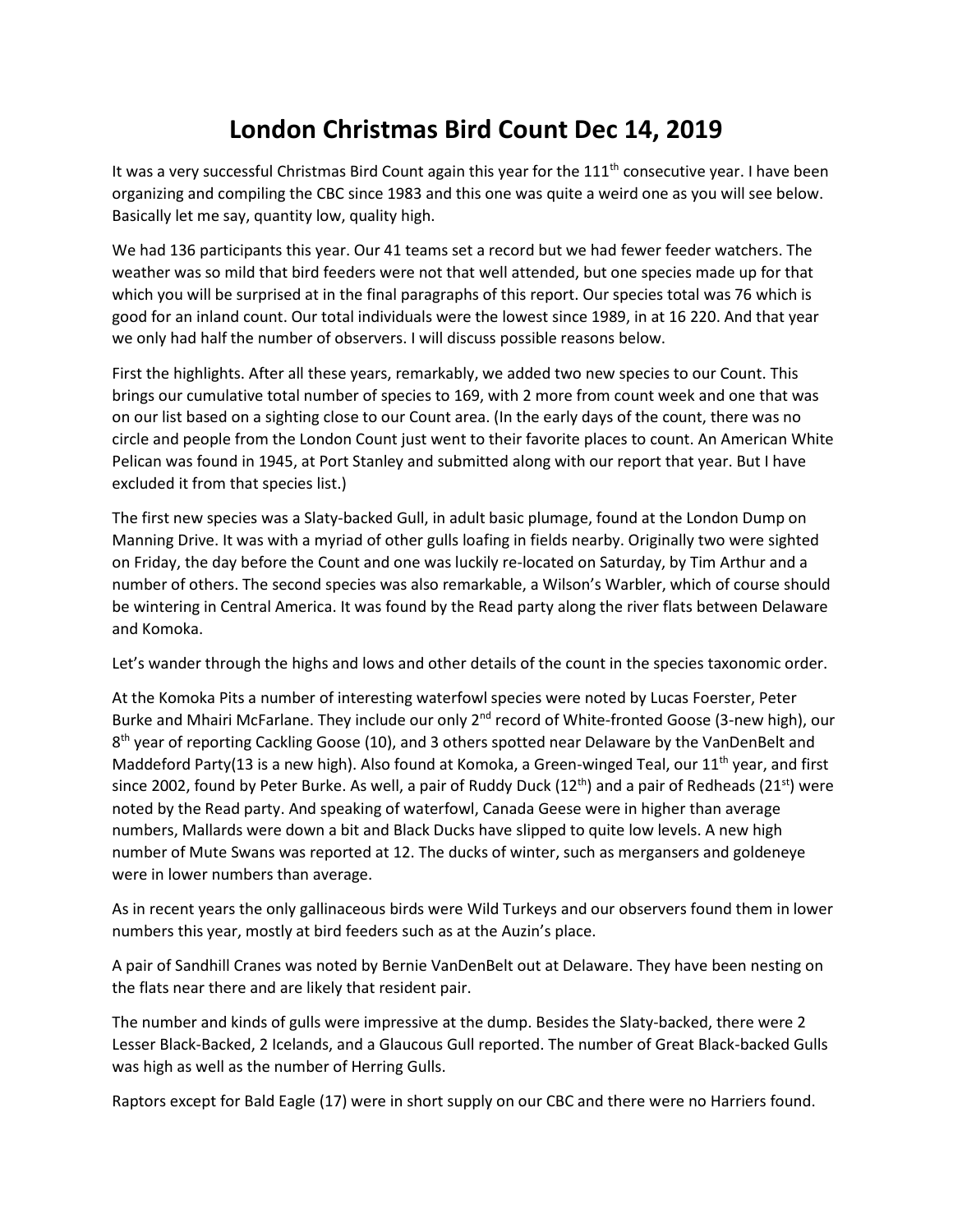# London Christmas Bird Count Dec 14, 2019

It was a very successful Christmas Bird Count again this year for the 111th consecutive year. I have been organizing and compiling the CBC since 1983 and this one was quite a weird one as you will see below. Basically let me say, quantity low, quality high.

We had 136 participants this year. Our 41 teams set a record but we had fewer feeder watchers. The weather was so mild that bird feeders were not that well attended, but one species made up for that which you will be surprised at in the final paragraphs of this report. Our species total was 76 which is good for an inland count. Our total individuals were the lowest since 1989, in at 16 220. And that year we only had half the number of observers. I will discuss possible reasons below.

First the highlights. After all these years, remarkably, we added two new species to our Count. This brings our cumulative total number of species to 169, with 2 more from count week and one that was on our list based on a sighting close to our Count area. (In the early days of the count, there was no circle and people from the London Count just went to their favorite places to count. An American White Pelican was found in 1945, at Port Stanley and submitted along with our report that year. But I have excluded it from that species list.)

The first new species was a Slaty-backed Gull, in adult basic plumage, found at the London Dump on Manning Drive. It was with a myriad of other gulls loafing in fields nearby. Originally two were sighted on Friday, the day before the Count and one was luckily re-located on Saturday, by Tim Arthur and a number of others. The second species was also remarkable, a Wilson's Warbler, which of course should be wintering in Central America. It was found by the Read party along the river flats between Delaware and Komoka.

Let's wander through the highs and lows and other details of the count in the species taxonomic order.

At the Komoka Pits a number of interesting waterfowl species were noted by Lucas Foerster, Peter Burke and Mhairi McFarlane. They include our only 2nd record of White-fronted Goose (3-new high), our 8th year of reporting Cackling Goose (10), and 3 others spotted near Delaware by the VanDenBelt and Maddeford Party(13 is a new high). Also found at Komoka, a Green-winged Teal, our 11th year, and first since 2002, found by Peter Burke. As well, a pair of Ruddy Duck (12th) and a pair of Redheads (21st) were noted by the Read party. And speaking of waterfowl, Canada Geese were in higher than average numbers, Mallards were down a bit and Black Ducks have slipped to quite low levels. A new high number of Mute Swans was reported at 12. The ducks of winter, such as mergansers and goldeneye were in lower numbers than average.

As in recent years the only gallinaceous birds were Wild Turkeys and our observers found them in lower numbers this year, mostly at bird feeders such as at the Auzin's place.

A pair of Sandhill Cranes was noted by Bernie VanDenBelt out at Delaware. They have been nesting on the flats near there and are likely that resident pair.

The number and kinds of gulls were impressive at the dump. Besides the Slaty-backed, there were 2 Lesser Black-Backed, 2 Icelands, and a Glaucous Gull reported. The number of Great Black-backed Gulls was high as well as the number of Herring Gulls.

Raptors except for Bald Eagle (17) were in short supply on our CBC and there were no Harriers found.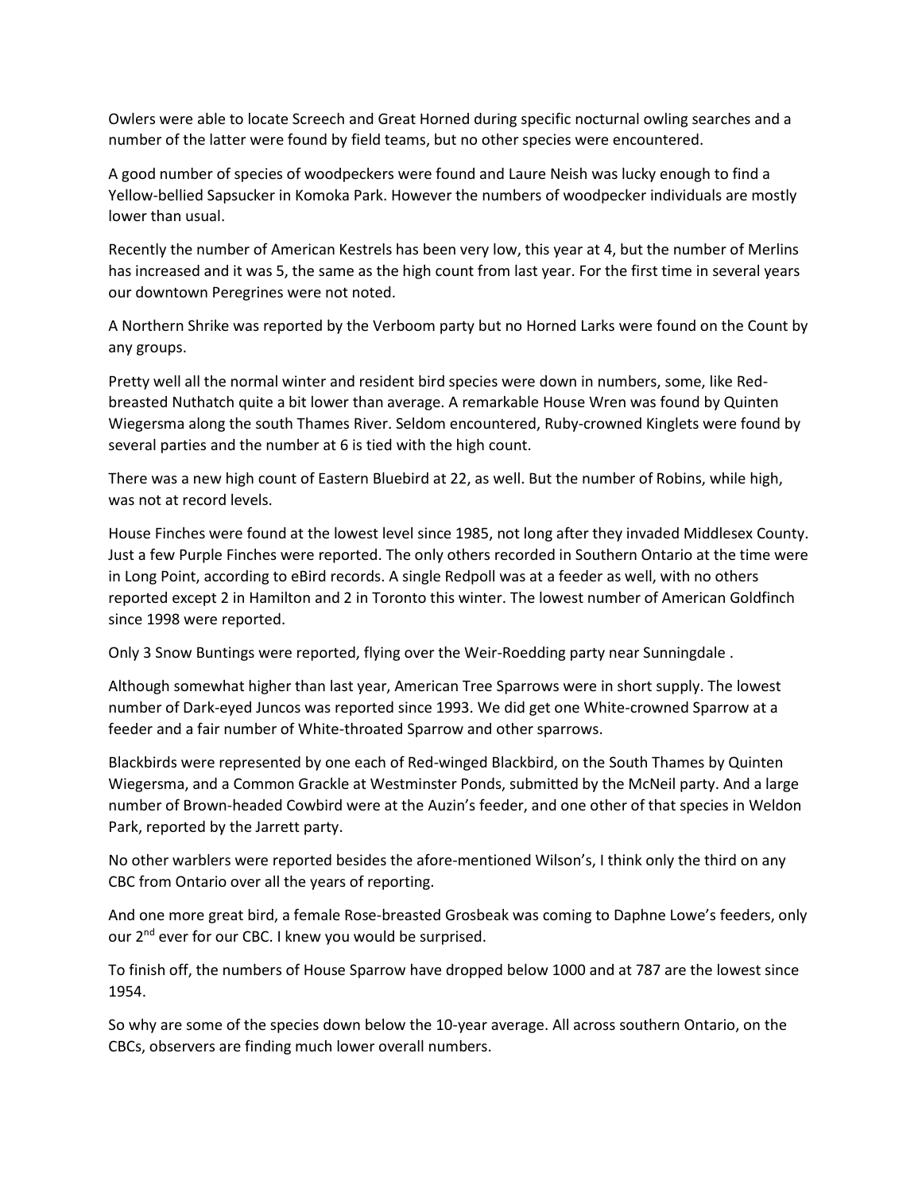Owlers were able to locate Screech and Great Horned during specific nocturnal owling searches and a number of the latter were found by field teams, but no other species were encountered.

A good number of species of woodpeckers were found and Laure Neish was lucky enough to find a Yellow-bellied Sapsucker in Komoka Park. However the numbers of woodpecker individuals are mostly lower than usual.

Recently the number of American Kestrels has been very low, this year at 4, but the number of Merlins has increased and it was 5, the same as the high count from last year. For the first time in several years our downtown Peregrines were not noted.

A Northern Shrike was reported by the Verboom party but no Horned Larks were found on the Count by any groups.

Pretty well all the normal winter and resident bird species were down in numbers, some, like Red-breasted Nuthatch quite a bit lower than average. A remarkable House Wren was found by Quinten Wiegersma along the south Thames River. Seldom encountered, Ruby-crowned Kinglets were found by several parties and the number at 6 is tied with the high count.

There was a new high count of Eastern Bluebird at 22, as well. But the number of Robins, while high, was not at record levels.

House Finches were found at the lowest level since 1985, not long after they invaded Middlesex County. Just a few Purple Finches were reported. The only others recorded in Southern Ontario at the time were in Long Point, according to eBird records. A single Redpoll was at a feeder as well, with no others reported except 2 in Hamilton and 2 in Toronto this winter. The lowest number of American Goldfinch since 1998 were reported.

Only 3 Snow Buntings were reported, flying over the Weir-Roedding party near Sunningdale .

Although somewhat higher than last year, American Tree Sparrows were in short supply. The lowest number of Dark-eyed Juncos was reported since 1993. We did get one White-crowned Sparrow at a feeder and a fair number of White-throated Sparrow and other sparrows.

Blackbirds were represented by one each of Red-winged Blackbird, on the South Thames by Quinten Wiegersma, and a Common Grackle at Westminster Ponds, submitted by the McNeil party. And a large number of Brown-headed Cowbird were at the Auzin's feeder, and one other of that species in Weldon Park, reported by the Jarrett party.

No other warblers were reported besides the afore-mentioned Wilson's, I think only the third on any CBC from Ontario over all the years of reporting.

And one more great bird, a female Rose-breasted Grosbeak was coming to Daphne Lowe's feeders, only our 2nd ever for our CBC. I knew you would be surprised.

To finish off, the numbers of House Sparrow have dropped below 1000 and at 787 are the lowest since 1954.

So why are some of the species down below the 10-year average. All across southern Ontario, on the CBCs, observers are finding much lower overall numbers.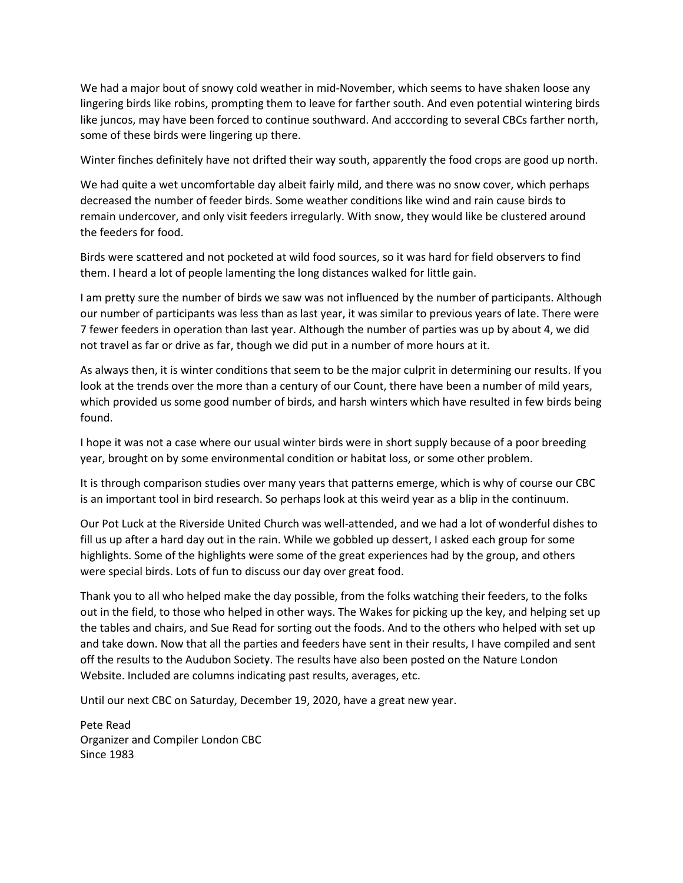We had a major bout of snowy cold weather in mid-November, which seems to have shaken loose any lingering birds like robins, prompting them to leave for farther south. And even potential wintering birds like juncos, may have been forced to continue southward. And acccording to several CBCs farther north, some of these birds were lingering up there.

Winter finches definitely have not drifted their way south, apparently the food crops are good up north.

We had quite a wet uncomfortable day albeit fairly mild, and there was no snow cover, which perhaps decreased the number of feeder birds. Some weather conditions like wind and rain cause birds to remain undercover, and only visit feeders irregularly. With snow, they would like be clustered around the feeders for food.

Birds were scattered and not pocketed at wild food sources, so it was hard for field observers to find them. I heard a lot of people lamenting the long distances walked for little gain.

I am pretty sure the number of birds we saw was not influenced by the number of participants. Although our number of participants was less than as last year, it was similar to previous years of late. There were 7 fewer feeders in operation than last year. Although the number of parties was up by about 4, we did not travel as far or drive as far, though we did put in a number of more hours at it.

As always then, it is winter conditions that seem to be the major culprit in determining our results. If you look at the trends over the more than a century of our Count, there have been a number of mild years, which provided us some good number of birds, and harsh winters which have resulted in few birds being found.

I hope it was not a case where our usual winter birds were in short supply because of a poor breeding year, brought on by some environmental condition or habitat loss, or some other problem.

It is through comparison studies over many years that patterns emerge, which is why of course our CBC is an important tool in bird research. So perhaps look at this weird year as a blip in the continuum.

Our Pot Luck at the Riverside United Church was well-attended, and we had a lot of wonderful dishes to fill us up after a hard day out in the rain. While we gobbled up dessert, I asked each group for some highlights. Some of the highlights were some of the great experiences had by the group, and others were special birds. Lots of fun to discuss our day over great food.

Thank you to all who helped make the day possible, from the folks watching their feeders, to the folks out in the field, to those who helped in other ways. The Wakes for picking up the key, and helping set up the tables and chairs, and Sue Read for sorting out the foods. And to the others who helped with set up and take down. Now that all the parties and feeders have sent in their results, I have compiled and sent off the results to the Audubon Society. The results have also been posted on the Nature London Website. Included are columns indicating past results, averages, etc.

Until our next CBC on Saturday, December 19, 2020, have a great new year.

Pete Read
Organizer and Compiler London CBC
Since 1983